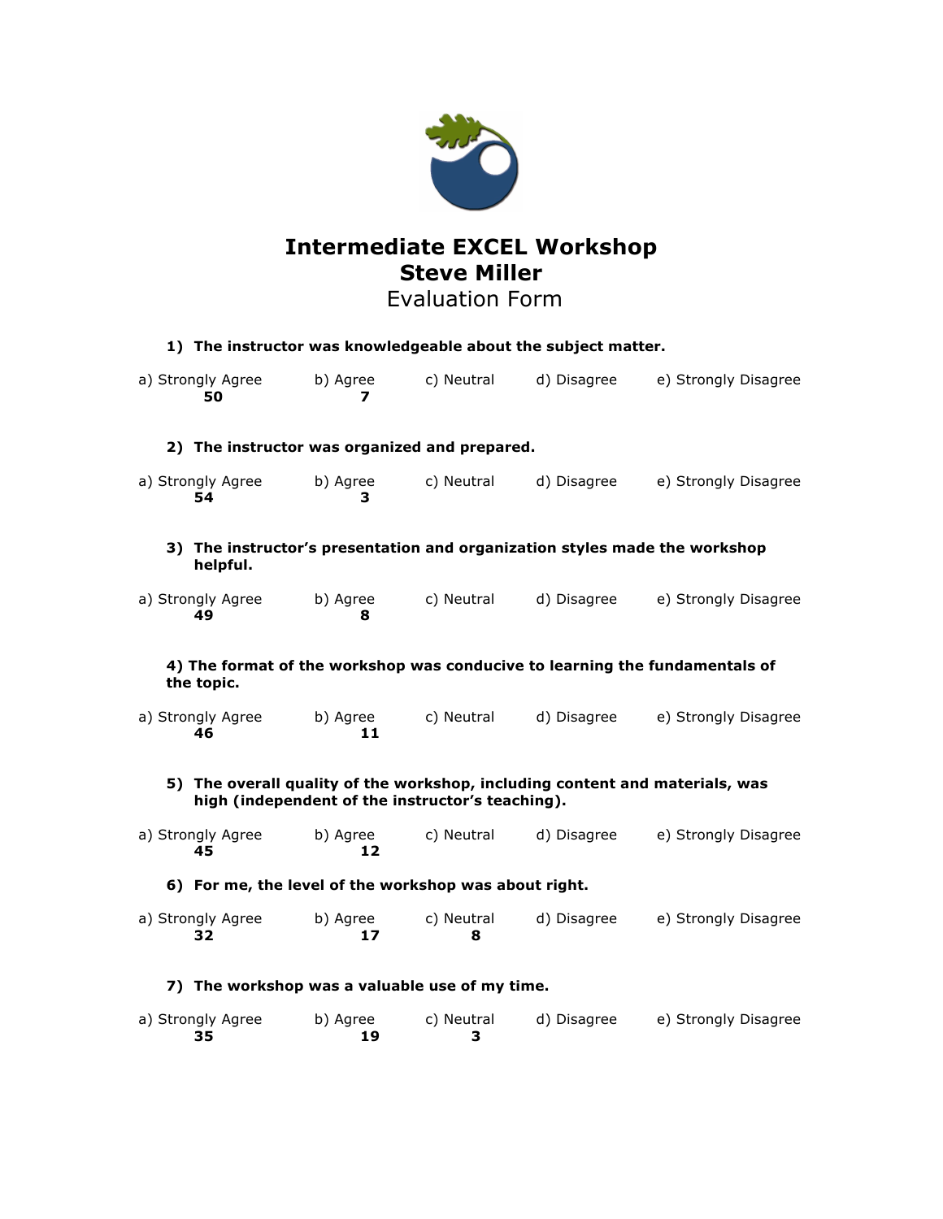# Intermediate EXCEL Workshop
# Steve Miller
## Evaluation Form

**1) The instructor was knowledgeable about the subject matter.**

| a) Strongly Agree | b) Agree | c) Neutral | d) Disagree | e) Strongly Disagree |
|---|---|---|---|---|
| **50** | **7** | | | |

**2) The instructor was organized and prepared.**

| a) Strongly Agree | b) Agree | c) Neutral | d) Disagree | e) Strongly Disagree |
|---|---|---|---|---|
| **54** | **3** | | | |

**3) The instructor's presentation and organization styles made the workshop helpful.**

| a) Strongly Agree | b) Agree | c) Neutral | d) Disagree | e) Strongly Disagree |
|---|---|---|---|---|
| **49** | **8** | | | |

**4) The format of the workshop was conducive to learning the fundamentals of the topic.**

| a) Strongly Agree | b) Agree | c) Neutral | d) Disagree | e) Strongly Disagree |
|---|---|---|---|---|
| **46** | **11** | | | |

**5) The overall quality of the workshop, including content and materials, was high (independent of the instructor's teaching).**

| a) Strongly Agree | b) Agree | c) Neutral | d) Disagree | e) Strongly Disagree |
|---|---|---|---|---|
| **45** | **12** | | | |

**6) For me, the level of the workshop was about right.**

| a) Strongly Agree | b) Agree | c) Neutral | d) Disagree | e) Strongly Disagree |
|---|---|---|---|---|
| **32** | **17** | **8** | | |

**7) The workshop was a valuable use of my time.**

| a) Strongly Agree | b) Agree | c) Neutral | d) Disagree | e) Strongly Disagree |
|---|---|---|---|---|
| **35** | **19** | **3** | | |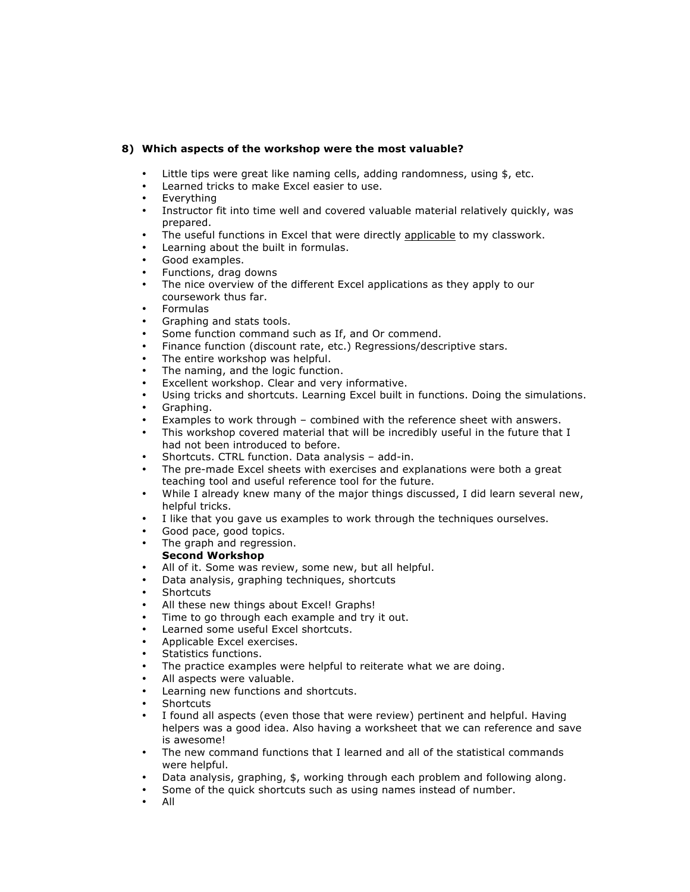**8) Which aspects of the workshop were the most valuable?**

- Little tips were great like naming cells, adding randomness, using $, etc.
- Learned tricks to make Excel easier to use.
- Everything
- Instructor fit into time well and covered valuable material relatively quickly, was prepared.
- The useful functions in Excel that were directly <u>applicable</u> to my classwork.
- Learning about the built in formulas.
- Good examples.
- Functions, drag downs
- The nice overview of the different Excel applications as they apply to our coursework thus far.
- Formulas
- Graphing and stats tools.
- Some function command such as If, and Or commend.
- Finance function (discount rate, etc.) Regressions/descriptive stars.
- The entire workshop was helpful.
- The naming, and the logic function.
- Excellent workshop. Clear and very informative.
- Using tricks and shortcuts. Learning Excel built in functions. Doing the simulations.
- Graphing.
- Examples to work through – combined with the reference sheet with answers.
- This workshop covered material that will be incredibly useful in the future that I had not been introduced to before.
- Shortcuts. CTRL function. Data analysis – add-in.
- The pre-made Excel sheets with exercises and explanations were both a great teaching tool and useful reference tool for the future.
- While I already knew many of the major things discussed, I did learn several new, helpful tricks.
- I like that you gave us examples to work through the techniques ourselves.
- Good pace, good topics.
- The graph and regression.

**Second Workshop**

- All of it. Some was review, some new, but all helpful.
- Data analysis, graphing techniques, shortcuts
- Shortcuts
- All these new things about Excel! Graphs!
- Time to go through each example and try it out.
- Learned some useful Excel shortcuts.
- Applicable Excel exercises.
- Statistics functions.
- The practice examples were helpful to reiterate what we are doing.
- All aspects were valuable.
- Learning new functions and shortcuts.
- Shortcuts
- I found all aspects (even those that were review) pertinent and helpful. Having helpers was a good idea. Also having a worksheet that we can reference and save is awesome!
- The new command functions that I learned and all of the statistical commands were helpful.
- Data analysis, graphing, $, working through each problem and following along.
- Some of the quick shortcuts such as using names instead of number.
- All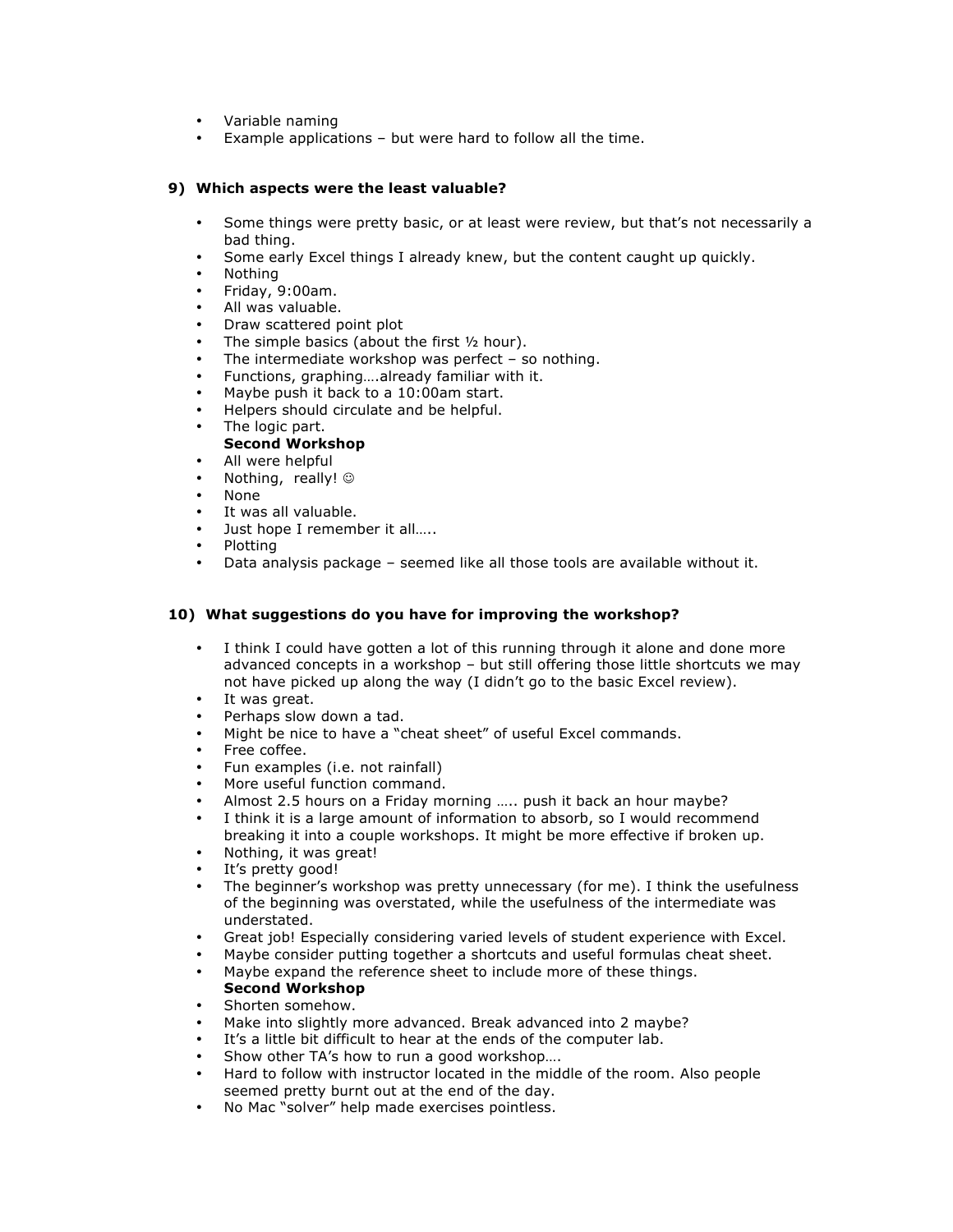- Variable naming
- Example applications – but were hard to follow all the time.

**9) Which aspects were the least valuable?**

- Some things were pretty basic, or at least were review, but that's not necessarily a bad thing.
- Some early Excel things I already knew, but the content caught up quickly.
- Nothing
- Friday, 9:00am.
- All was valuable.
- Draw scattered point plot
- The simple basics (about the first ½ hour).
- The intermediate workshop was perfect – so nothing.
- Functions, graphing….already familiar with it.
- Maybe push it back to a 10:00am start.
- Helpers should circulate and be helpful.
- The logic part.

**Second Workshop**

- All were helpful
- Nothing, really! ☺
- None
- It was all valuable.
- Just hope I remember it all…..
- Plotting
- Data analysis package – seemed like all those tools are available without it.

**10) What suggestions do you have for improving the workshop?**

- I think I could have gotten a lot of this running through it alone and done more advanced concepts in a workshop – but still offering those little shortcuts we may not have picked up along the way (I didn't go to the basic Excel review).
- It was great.
- Perhaps slow down a tad.
- Might be nice to have a "cheat sheet" of useful Excel commands.
- Free coffee.
- Fun examples (i.e. not rainfall)
- More useful function command.
- Almost 2.5 hours on a Friday morning ….. push it back an hour maybe?
- I think it is a large amount of information to absorb, so I would recommend breaking it into a couple workshops. It might be more effective if broken up.
- Nothing, it was great!
- It's pretty good!
- The beginner's workshop was pretty unnecessary (for me). I think the usefulness of the beginning was overstated, while the usefulness of the intermediate was understated.
- Great job! Especially considering varied levels of student experience with Excel.
- Maybe consider putting together a shortcuts and useful formulas cheat sheet.
- Maybe expand the reference sheet to include more of these things.

**Second Workshop**

- Shorten somehow.
- Make into slightly more advanced. Break advanced into 2 maybe?
- It's a little bit difficult to hear at the ends of the computer lab.
- Show other TA's how to run a good workshop….
- Hard to follow with instructor located in the middle of the room. Also people seemed pretty burnt out at the end of the day.
- No Mac "solver" help made exercises pointless.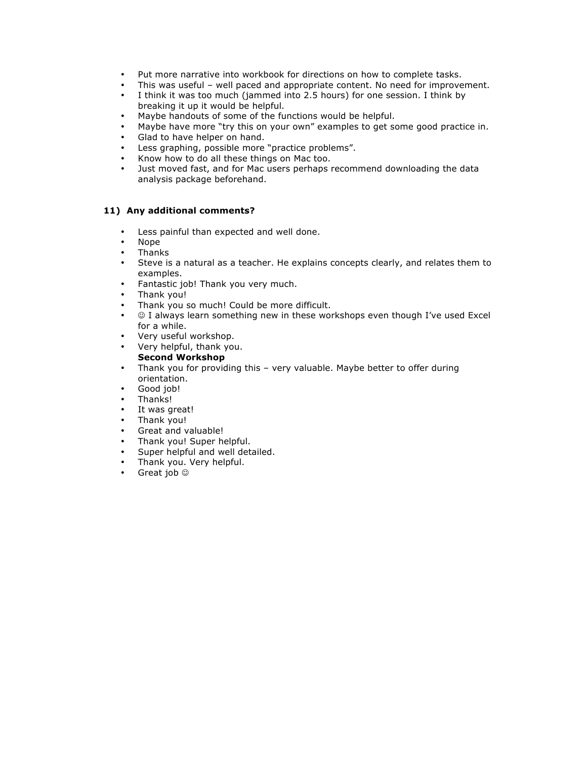- Put more narrative into workbook for directions on how to complete tasks.
- This was useful – well paced and appropriate content. No need for improvement.
- I think it was too much (jammed into 2.5 hours) for one session. I think by breaking it up it would be helpful.
- Maybe handouts of some of the functions would be helpful.
- Maybe have more "try this on your own" examples to get some good practice in.
- Glad to have helper on hand.
- Less graphing, possible more "practice problems".
- Know how to do all these things on Mac too.
- Just moved fast, and for Mac users perhaps recommend downloading the data analysis package beforehand.

### 11) Any additional comments?

- Less painful than expected and well done.
- Nope
- Thanks
- Steve is a natural as a teacher. He explains concepts clearly, and relates them to examples.
- Fantastic job! Thank you very much.
- Thank you!
- Thank you so much! Could be more difficult.
- ☺ I always learn something new in these workshops even though I've used Excel for a while.
- Very useful workshop.
- Very helpful, thank you.

**Second Workshop**

- Thank you for providing this – very valuable. Maybe better to offer during orientation.
- Good job!
- Thanks!
- It was great!
- Thank you!
- Great and valuable!
- Thank you! Super helpful.
- Super helpful and well detailed.
- Thank you. Very helpful.
- Great job ☺